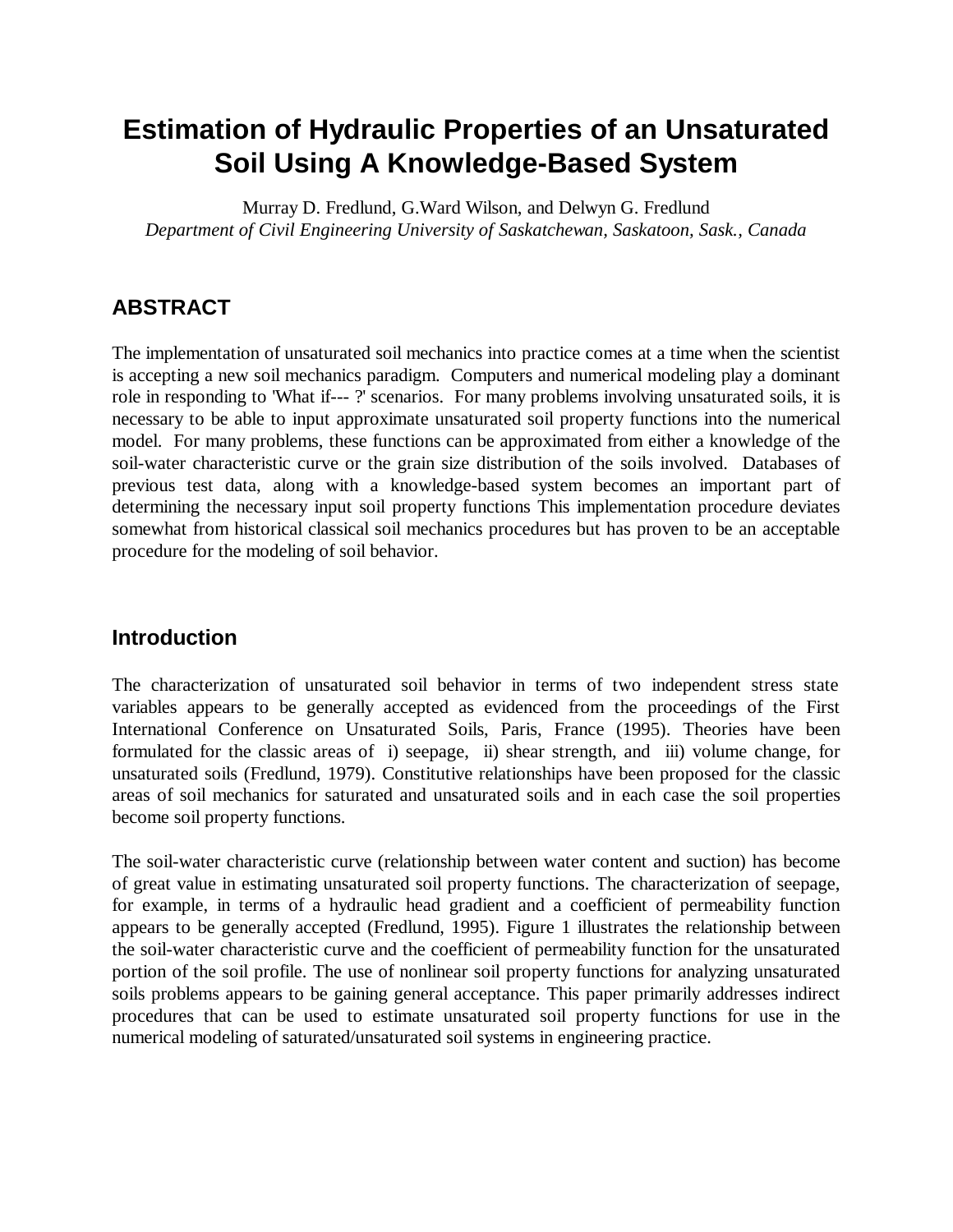# Estimation of Hydraulic Properties of an Unsaturated Soil Using A Knowledge-Based System

Murray D. Fredlund, G.Ward Wilson, and Delwyn G. Fredlund
*Department of Civil Engineering University of Saskatchewan, Saskatoon, Sask., Canada*

## ABSTRACT

The implementation of unsaturated soil mechanics into practice comes at a time when the scientist is accepting a new soil mechanics paradigm. Computers and numerical modeling play a dominant role in responding to 'What if--- ?' scenarios. For many problems involving unsaturated soils, it is necessary to be able to input approximate unsaturated soil property functions into the numerical model. For many problems, these functions can be approximated from either a knowledge of the soil-water characteristic curve or the grain size distribution of the soils involved. Databases of previous test data, along with a knowledge-based system becomes an important part of determining the necessary input soil property functions This implementation procedure deviates somewhat from historical classical soil mechanics procedures but has proven to be an acceptable procedure for the modeling of soil behavior.

## Introduction

The characterization of unsaturated soil behavior in terms of two independent stress state variables appears to be generally accepted as evidenced from the proceedings of the First International Conference on Unsaturated Soils, Paris, France (1995). Theories have been formulated for the classic areas of i) seepage, ii) shear strength, and iii) volume change, for unsaturated soils (Fredlund, 1979). Constitutive relationships have been proposed for the classic areas of soil mechanics for saturated and unsaturated soils and in each case the soil properties become soil property functions.

The soil-water characteristic curve (relationship between water content and suction) has become of great value in estimating unsaturated soil property functions. The characterization of seepage, for example, in terms of a hydraulic head gradient and a coefficient of permeability function appears to be generally accepted (Fredlund, 1995). Figure 1 illustrates the relationship between the soil-water characteristic curve and the coefficient of permeability function for the unsaturated portion of the soil profile. The use of nonlinear soil property functions for analyzing unsaturated soils problems appears to be gaining general acceptance. This paper primarily addresses indirect procedures that can be used to estimate unsaturated soil property functions for use in the numerical modeling of saturated/unsaturated soil systems in engineering practice.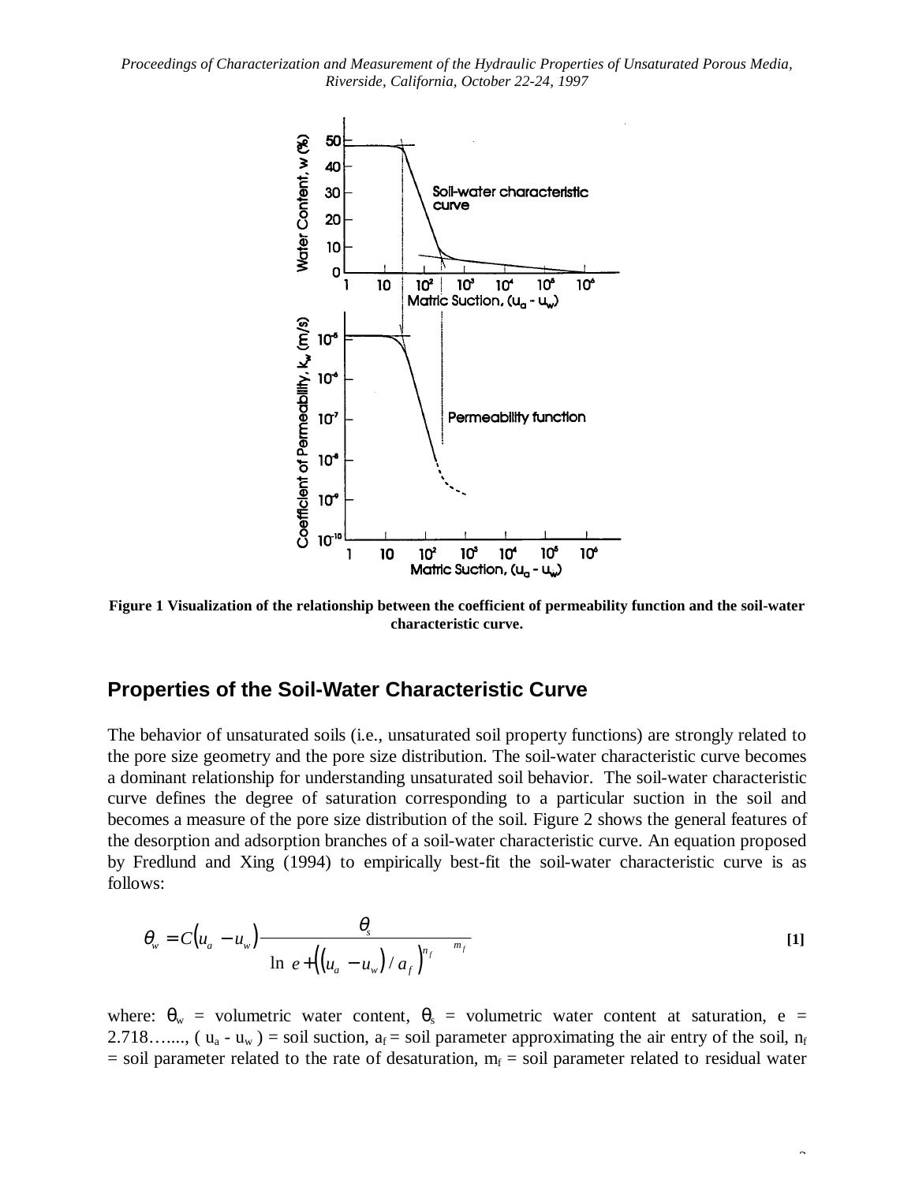Figure 1 Visualization of the relationship between the coefficient of permeability function and the soil-water characteristic curve.

## Properties of the Soil-Water Characteristic Curve

The behavior of unsaturated soils (i.e., unsaturated soil property functions) are strongly related to the pore size geometry and the pore size distribution. The soil-water characteristic curve becomes a dominant relationship for understanding unsaturated soil behavior. The soil-water characteristic curve defines the degree of saturation corresponding to a particular suction in the soil and becomes a measure of the pore size distribution of the soil. Figure 2 shows the general features of the desorption and adsorption branches of a soil-water characteristic curve. An equation proposed by Fredlund and Xing (1994) to empirically best-fit the soil-water characteristic curve is as follows:

$$\theta_w = C(u_a - u_w)\frac{\theta_s}{\left\{\ln\left[e + \left((u_a - u_w)/a_f\right)^{n_f}\right]\right\}^{m_f}} \quad [1]$$

where: $\theta_w$ = volumetric water content, $\theta_s$ = volumetric water content at saturation, e = 2.718….., ( $u_a$ - $u_w$ ) = soil suction, $a_f$ = soil parameter approximating the air entry of the soil, $n_f$ = soil parameter related to the rate of desaturation, $m_f$ = soil parameter related to residual water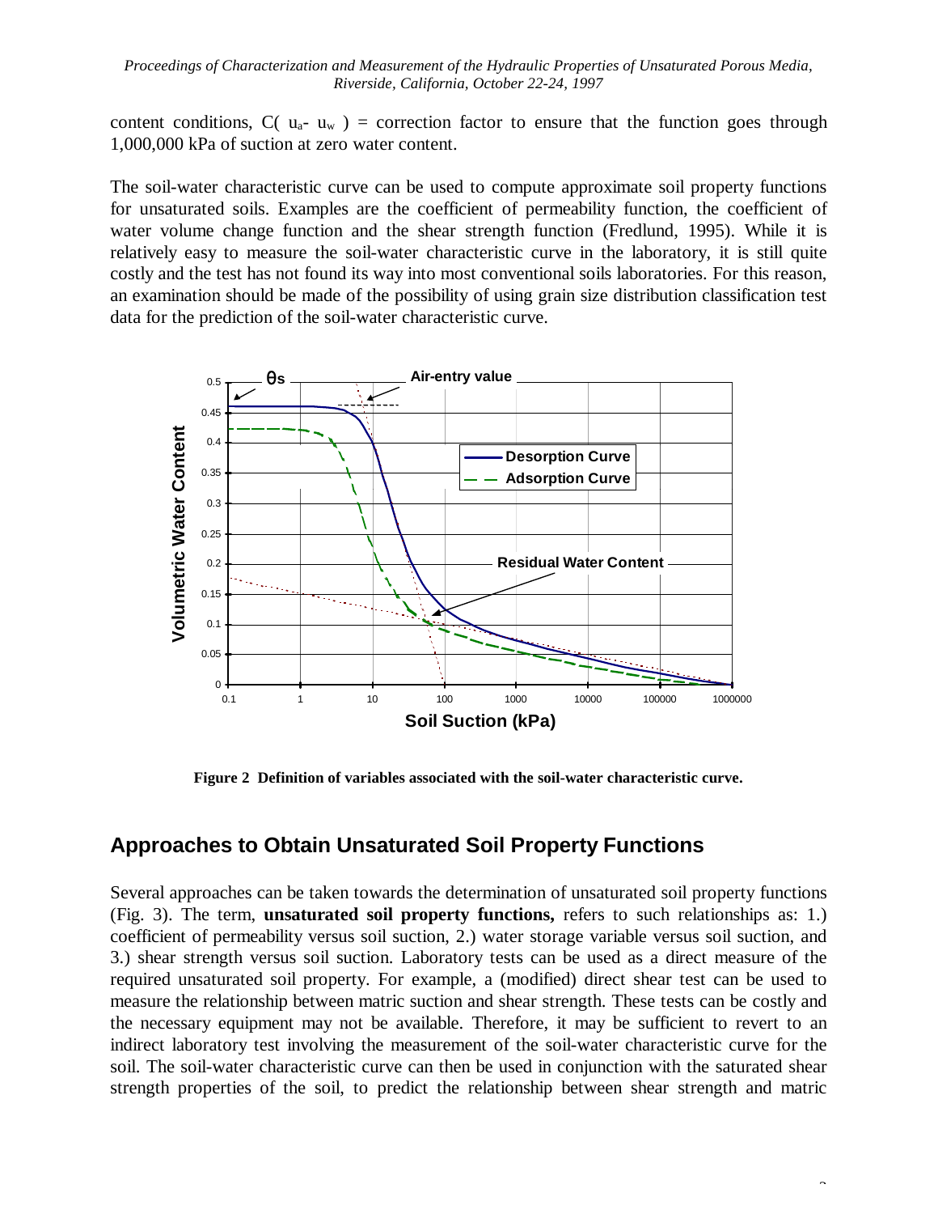content conditions, $C( u_a- u_w )$ = correction factor to ensure that the function goes through 1,000,000 kPa of suction at zero water content.

The soil-water characteristic curve can be used to compute approximate soil property functions for unsaturated soils. Examples are the coefficient of permeability function, the coefficient of water volume change function and the shear strength function (Fredlund, 1995). While it is relatively easy to measure the soil-water characteristic curve in the laboratory, it is still quite costly and the test has not found its way into most conventional soils laboratories. For this reason, an examination should be made of the possibility of using grain size distribution classification test data for the prediction of the soil-water characteristic curve.

**Figure 2 Definition of variables associated with the soil-water characteristic curve.**

## Approaches to Obtain Unsaturated Soil Property Functions

Several approaches can be taken towards the determination of unsaturated soil property functions (Fig. 3). The term, **unsaturated soil property functions,** refers to such relationships as: 1.) coefficient of permeability versus soil suction, 2.) water storage variable versus soil suction, and 3.) shear strength versus soil suction. Laboratory tests can be used as a direct measure of the required unsaturated soil property. For example, a (modified) direct shear test can be used to measure the relationship between matric suction and shear strength. These tests can be costly and the necessary equipment may not be available. Therefore, it may be sufficient to revert to an indirect laboratory test involving the measurement of the soil-water characteristic curve for the soil. The soil-water characteristic curve can then be used in conjunction with the saturated shear strength properties of the soil, to predict the relationship between shear strength and matric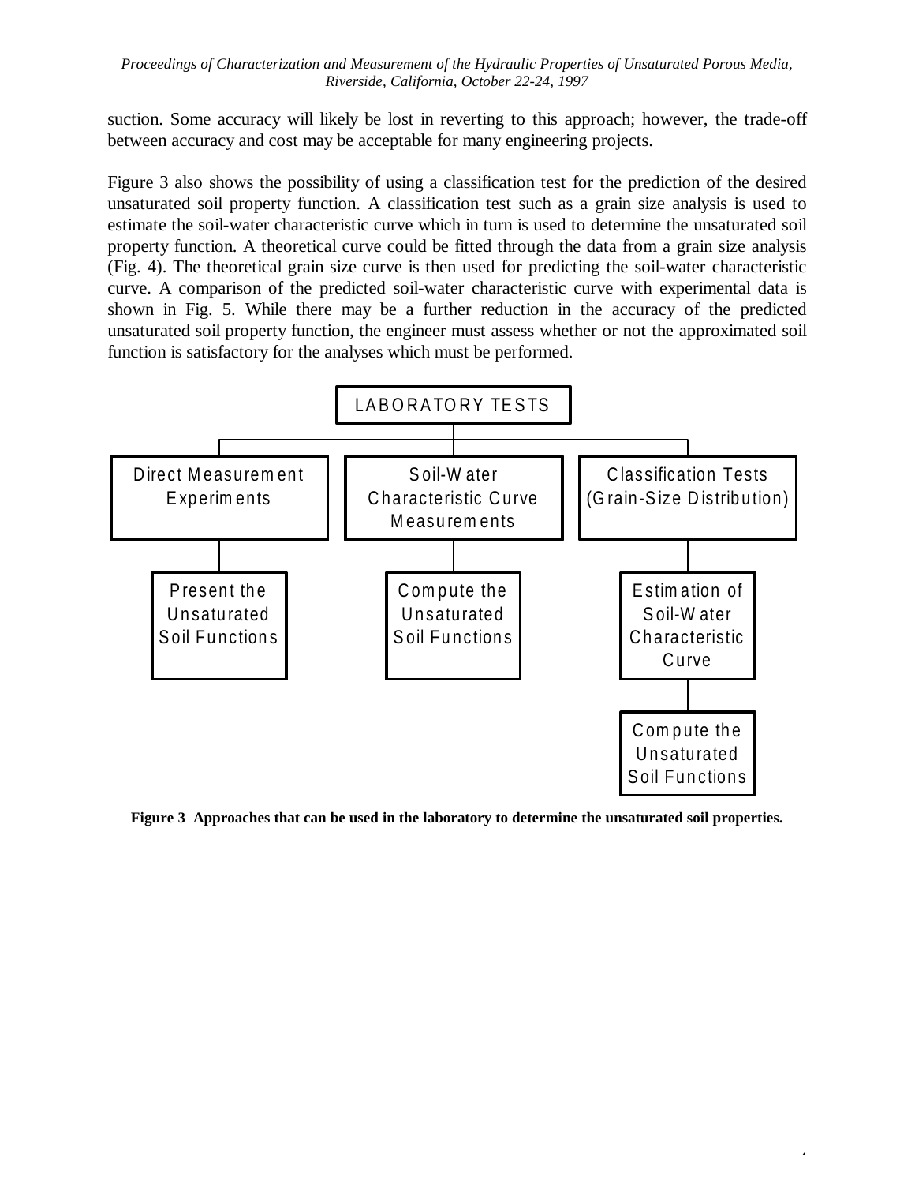suction. Some accuracy will likely be lost in reverting to this approach; however, the trade-off between accuracy and cost may be acceptable for many engineering projects.

Figure 3 also shows the possibility of using a classification test for the prediction of the desired unsaturated soil property function. A classification test such as a grain size analysis is used to estimate the soil-water characteristic curve which in turn is used to determine the unsaturated soil property function. A theoretical curve could be fitted through the data from a grain size analysis (Fig. 4). The theoretical grain size curve is then used for predicting the soil-water characteristic curve. A comparison of the predicted soil-water characteristic curve with experimental data is shown in Fig. 5. While there may be a further reduction in the accuracy of the predicted unsaturated soil property function, the engineer must assess whether or not the approximated soil function is satisfactory for the analyses which must be performed.

LABORATORY TESTS

- Direct Measurement Experiments
  - Present the Unsaturated Soil Functions
- Soil-Water Characteristic Curve Measurements
  - Compute the Unsaturated Soil Functions
- Classification Tests (Grain-Size Distribution)
  - Estimation of Soil-Water Characteristic Curve
    - Compute the Unsaturated Soil Functions

**Figure 3 Approaches that can be used in the laboratory to determine the unsaturated soil properties.**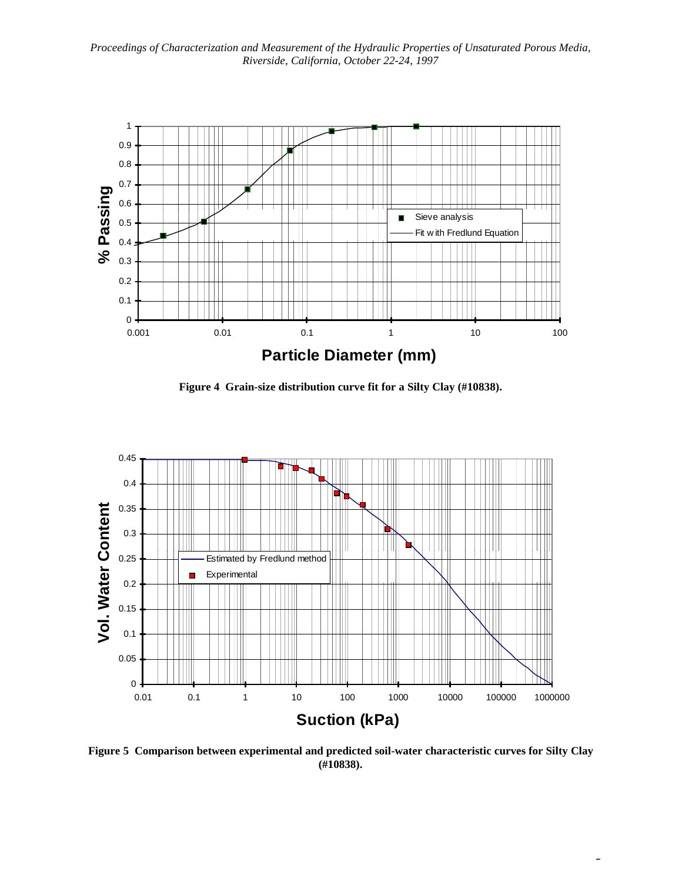**Figure 4 Grain-size distribution curve fit for a Silty Clay (#10838).**

**Figure 5 Comparison between experimental and predicted soil-water characteristic curves for Silty Clay (#10838).**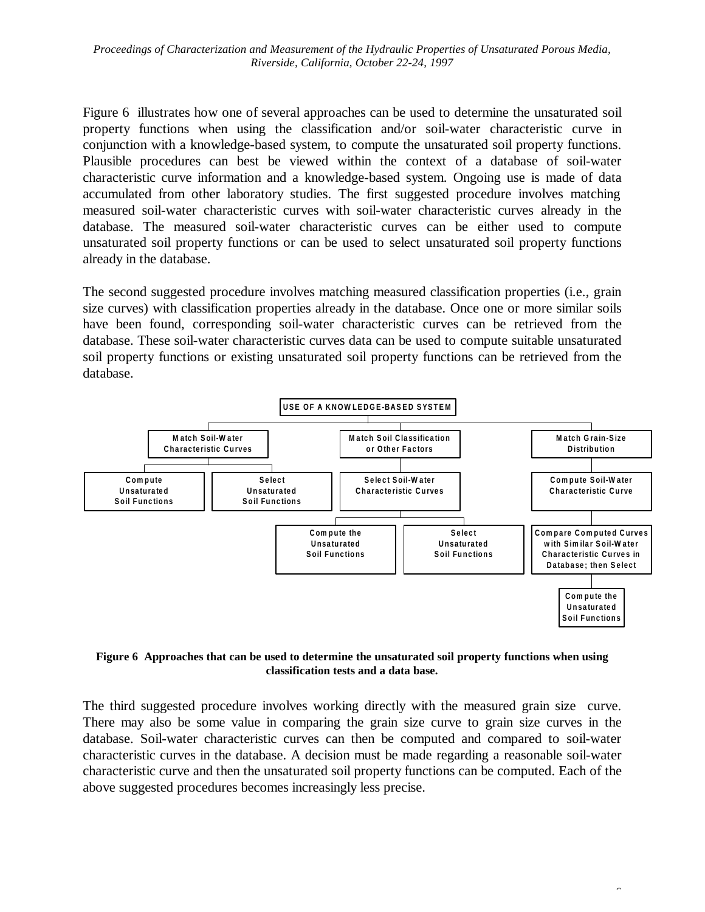Figure 6 illustrates how one of several approaches can be used to determine the unsaturated soil property functions when using the classification and/or soil-water characteristic curve in conjunction with a knowledge-based system, to compute the unsaturated soil property functions. Plausible procedures can best be viewed within the context of a database of soil-water characteristic curve information and a knowledge-based system. Ongoing use is made of data accumulated from other laboratory studies. The first suggested procedure involves matching measured soil-water characteristic curves with soil-water characteristic curves already in the database. The measured soil-water characteristic curves can be either used to compute unsaturated soil property functions or can be used to select unsaturated soil property functions already in the database.

The second suggested procedure involves matching measured classification properties (i.e., grain size curves) with classification properties already in the database. Once one or more similar soils have been found, corresponding soil-water characteristic curves can be retrieved from the database. These soil-water characteristic curves data can be used to compute suitable unsaturated soil property functions or existing unsaturated soil property functions can be retrieved from the database.

- USE OF A KNOWLEDGE-BASED SYSTEM
  - Match Soil-Water Characteristic Curves
    - Compute Unsaturated Soil Functions
    - Select Unsaturated Soil Functions
  - Match Soil Classification or Other Factors
    - Select Soil-Water Characteristic Curves
      - Compute the Unsaturated Soil Functions
      - Select Unsaturated Soil Functions
  - Match Grain-Size Distribution
    - Compute Soil-Water Characteristic Curve
      - Compare Computed Curves with Similar Soil-Water Characteristic Curves in Database; then Select
        - Compute the Unsaturated Soil Functions

**Figure 6 Approaches that can be used to determine the unsaturated soil property functions when using classification tests and a data base.**

The third suggested procedure involves working directly with the measured grain size curve. There may also be some value in comparing the grain size curve to grain size curves in the database. Soil-water characteristic curves can then be computed and compared to soil-water characteristic curves in the database. A decision must be made regarding a reasonable soil-water characteristic curve and then the unsaturated soil property functions can be computed. Each of the above suggested procedures becomes increasingly less precise.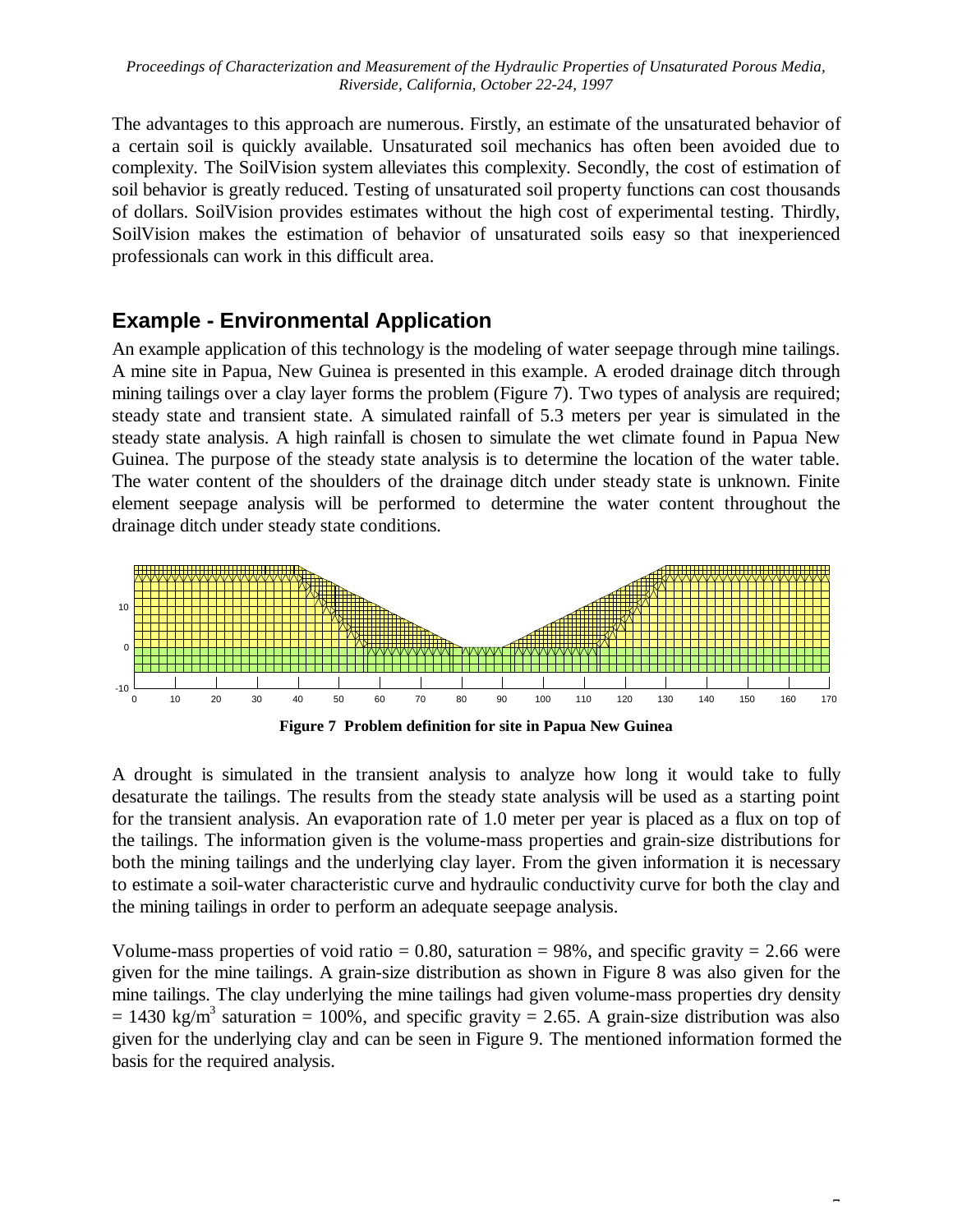The advantages to this approach are numerous. Firstly, an estimate of the unsaturated behavior of a certain soil is quickly available. Unsaturated soil mechanics has often been avoided due to complexity. The SoilVision system alleviates this complexity. Secondly, the cost of estimation of soil behavior is greatly reduced. Testing of unsaturated soil property functions can cost thousands of dollars. SoilVision provides estimates without the high cost of experimental testing. Thirdly, SoilVision makes the estimation of behavior of unsaturated soils easy so that inexperienced professionals can work in this difficult area.

## Example - Environmental Application

An example application of this technology is the modeling of water seepage through mine tailings. A mine site in Papua, New Guinea is presented in this example. A eroded drainage ditch through mining tailings over a clay layer forms the problem (Figure 7). Two types of analysis are required; steady state and transient state. A simulated rainfall of 5.3 meters per year is simulated in the steady state analysis. A high rainfall is chosen to simulate the wet climate found in Papua New Guinea. The purpose of the steady state analysis is to determine the location of the water table. The water content of the shoulders of the drainage ditch under steady state is unknown. Finite element seepage analysis will be performed to determine the water content throughout the drainage ditch under steady state conditions.

**Figure 7 Problem definition for site in Papua New Guinea**

A drought is simulated in the transient analysis to analyze how long it would take to fully desaturate the tailings. The results from the steady state analysis will be used as a starting point for the transient analysis. An evaporation rate of 1.0 meter per year is placed as a flux on top of the tailings. The information given is the volume-mass properties and grain-size distributions for both the mining tailings and the underlying clay layer. From the given information it is necessary to estimate a soil-water characteristic curve and hydraulic conductivity curve for both the clay and the mining tailings in order to perform an adequate seepage analysis.

Volume-mass properties of void ratio = 0.80, saturation = 98%, and specific gravity = 2.66 were given for the mine tailings. A grain-size distribution as shown in Figure 8 was also given for the mine tailings. The clay underlying the mine tailings had given volume-mass properties dry density = 1430 kg/m$^3$ saturation = 100%, and specific gravity = 2.65. A grain-size distribution was also given for the underlying clay and can be seen in Figure 9. The mentioned information formed the basis for the required analysis.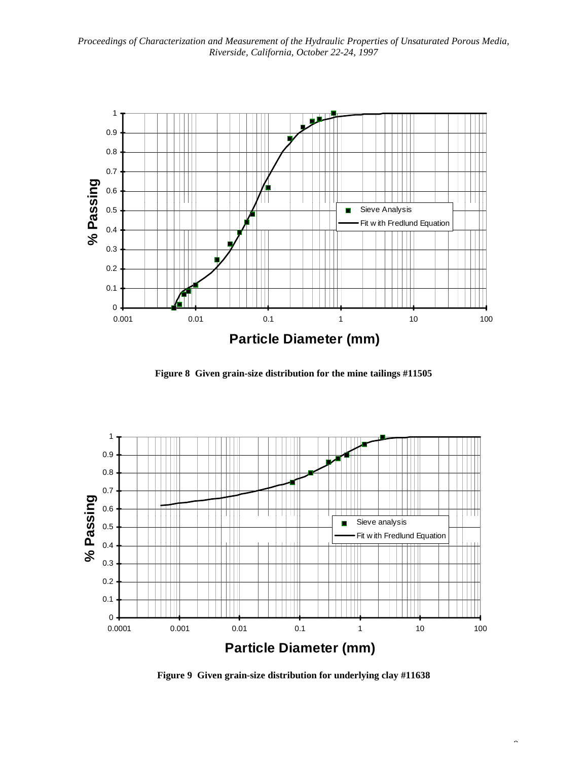**Figure 8 Given grain-size distribution for the mine tailings #11505**

**Figure 9 Given grain-size distribution for underlying clay #11638**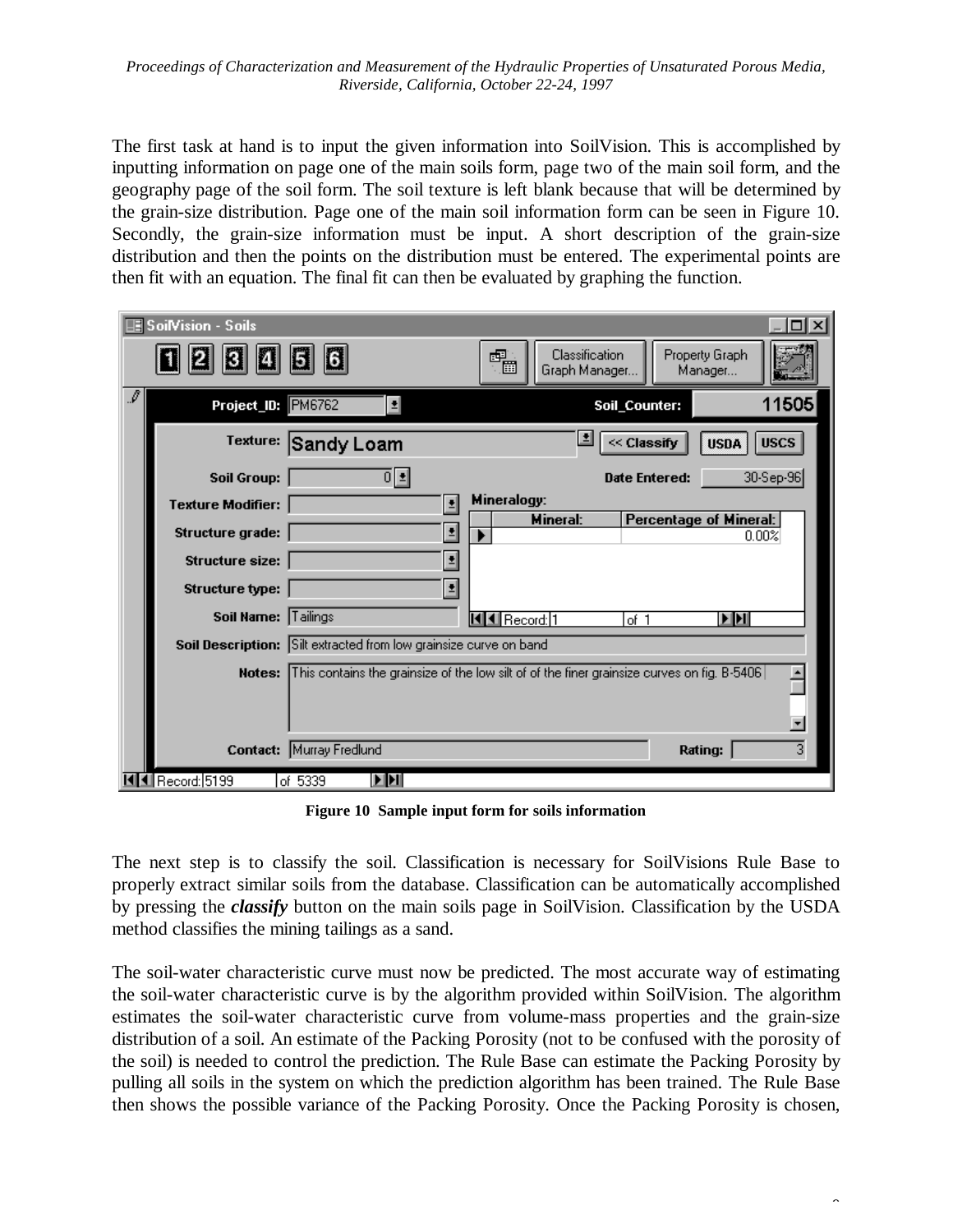The first task at hand is to input the given information into SoilVision. This is accomplished by inputting information on page one of the main soils form, page two of the main soil form, and the geography page of the soil form. The soil texture is left blank because that will be determined by the grain-size distribution. Page one of the main soil information form can be seen in Figure 10. Secondly, the grain-size information must be input. A short description of the grain-size distribution and then the points on the distribution must be entered. The experimental points are then fit with an equation. The final fit can then be evaluated by graphing the function.

**Figure 10 Sample input form for soils information**

The next step is to classify the soil. Classification is necessary for SoilVisions Rule Base to properly extract similar soils from the database. Classification can be automatically accomplished by pressing the ***classify*** button on the main soils page in SoilVision. Classification by the USDA method classifies the mining tailings as a sand.

The soil-water characteristic curve must now be predicted. The most accurate way of estimating the soil-water characteristic curve is by the algorithm provided within SoilVision. The algorithm estimates the soil-water characteristic curve from volume-mass properties and the grain-size distribution of a soil. An estimate of the Packing Porosity (not to be confused with the porosity of the soil) is needed to control the prediction. The Rule Base can estimate the Packing Porosity by pulling all soils in the system on which the prediction algorithm has been trained. The Rule Base then shows the possible variance of the Packing Porosity. Once the Packing Porosity is chosen,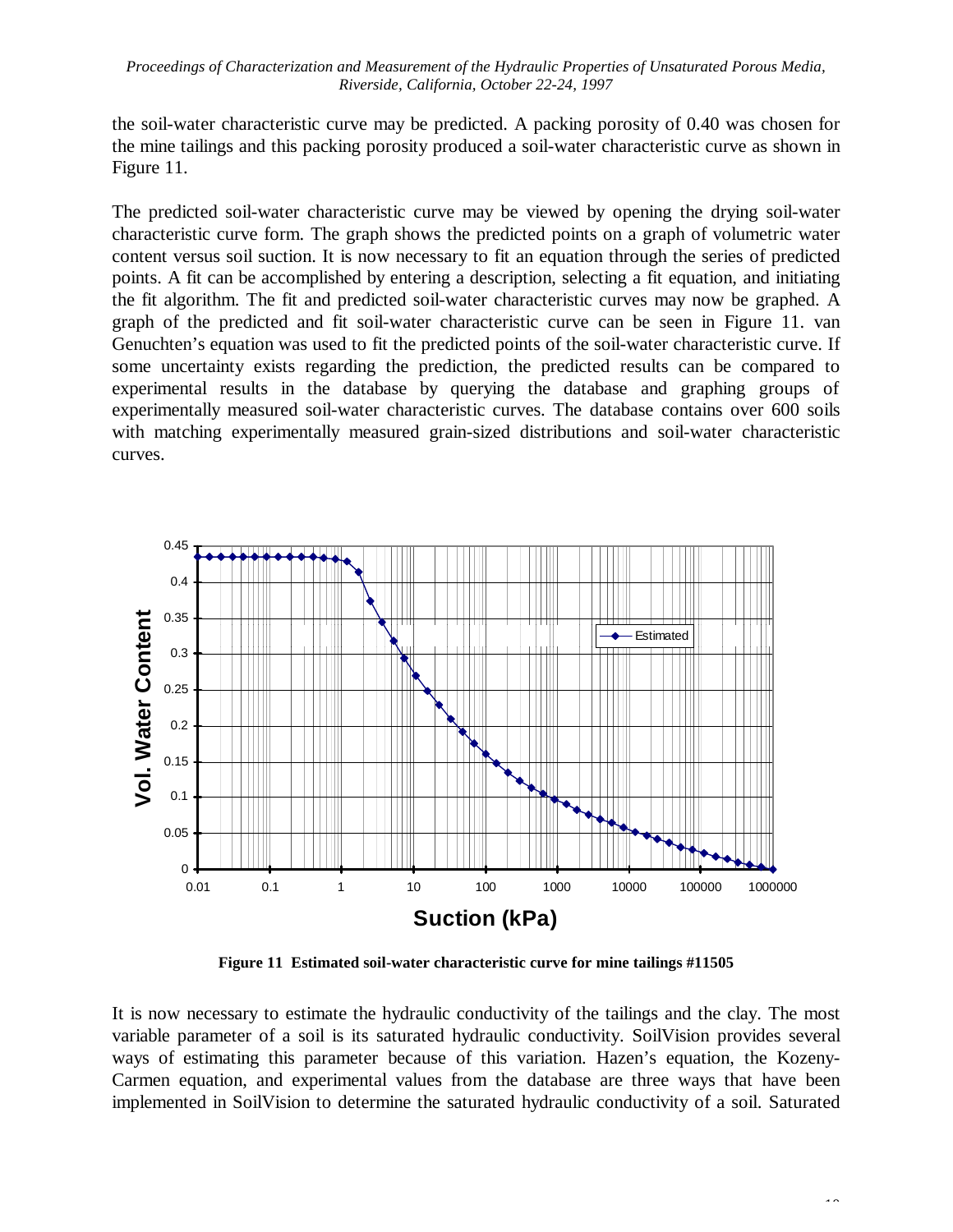the soil-water characteristic curve may be predicted. A packing porosity of 0.40 was chosen for the mine tailings and this packing porosity produced a soil-water characteristic curve as shown in Figure 11.

The predicted soil-water characteristic curve may be viewed by opening the drying soil-water characteristic curve form. The graph shows the predicted points on a graph of volumetric water content versus soil suction. It is now necessary to fit an equation through the series of predicted points. A fit can be accomplished by entering a description, selecting a fit equation, and initiating the fit algorithm. The fit and predicted soil-water characteristic curves may now be graphed. A graph of the predicted and fit soil-water characteristic curve can be seen in Figure 11. van Genuchten's equation was used to fit the predicted points of the soil-water characteristic curve. If some uncertainty exists regarding the prediction, the predicted results can be compared to experimental results in the database by querying the database and graphing groups of experimentally measured soil-water characteristic curves. The database contains over 600 soils with matching experimentally measured grain-sized distributions and soil-water characteristic curves.

**Figure 11 Estimated soil-water characteristic curve for mine tailings #11505**

It is now necessary to estimate the hydraulic conductivity of the tailings and the clay. The most variable parameter of a soil is its saturated hydraulic conductivity. SoilVision provides several ways of estimating this parameter because of this variation. Hazen's equation, the Kozeny-Carmen equation, and experimental values from the database are three ways that have been implemented in SoilVision to determine the saturated hydraulic conductivity of a soil. Saturated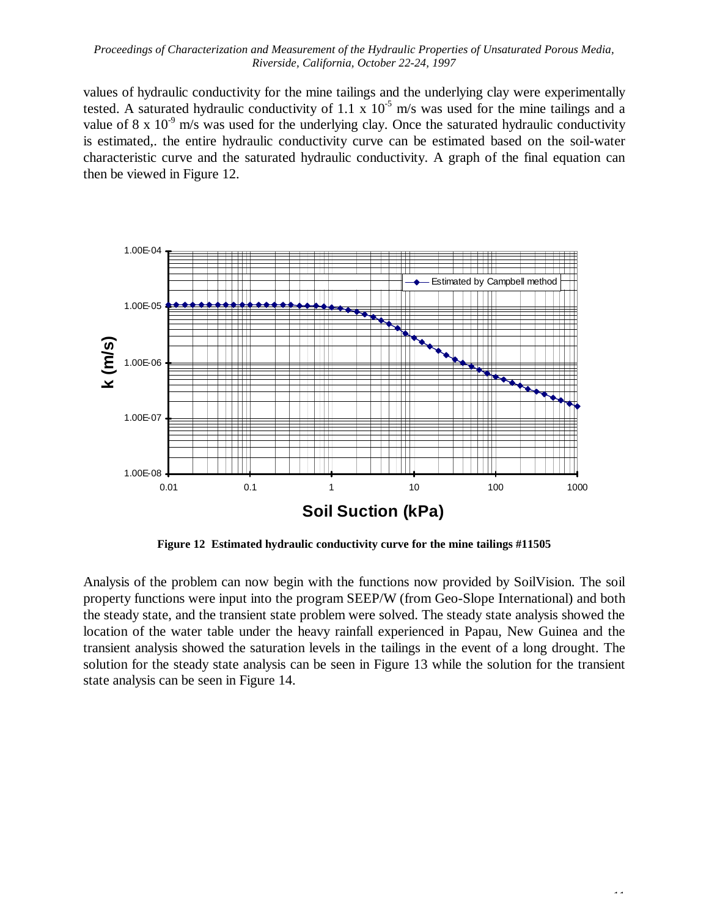values of hydraulic conductivity for the mine tailings and the underlying clay were experimentally tested. A saturated hydraulic conductivity of 1.1 x $10^{-5}$ m/s was used for the mine tailings and a value of 8 x $10^{-9}$ m/s was used for the underlying clay. Once the saturated hydraulic conductivity is estimated,. the entire hydraulic conductivity curve can be estimated based on the soil-water characteristic curve and the saturated hydraulic conductivity. A graph of the final equation can then be viewed in Figure 12.

**Figure 12 Estimated hydraulic conductivity curve for the mine tailings #11505**

Analysis of the problem can now begin with the functions now provided by SoilVision. The soil property functions were input into the program SEEP/W (from Geo-Slope International) and both the steady state, and the transient state problem were solved. The steady state analysis showed the location of the water table under the heavy rainfall experienced in Papau, New Guinea and the transient analysis showed the saturation levels in the tailings in the event of a long drought. The solution for the steady state analysis can be seen in Figure 13 while the solution for the transient state analysis can be seen in Figure 14.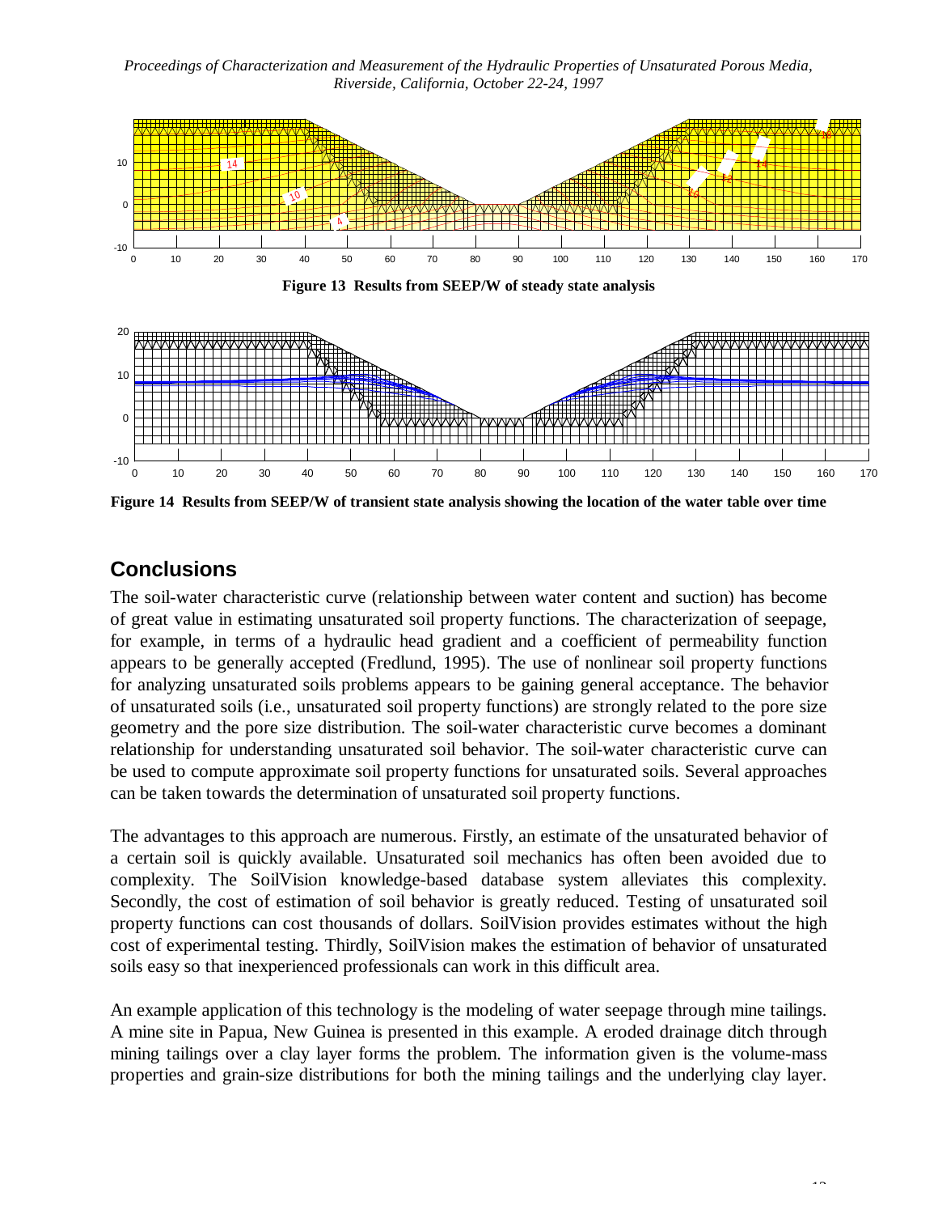Figure 13 Results from SEEP/W of steady state analysis

Figure 14 Results from SEEP/W of transient state analysis showing the location of the water table over time

## Conclusions

The soil-water characteristic curve (relationship between water content and suction) has become of great value in estimating unsaturated soil property functions. The characterization of seepage, for example, in terms of a hydraulic head gradient and a coefficient of permeability function appears to be generally accepted (Fredlund, 1995). The use of nonlinear soil property functions for analyzing unsaturated soils problems appears to be gaining general acceptance. The behavior of unsaturated soils (i.e., unsaturated soil property functions) are strongly related to the pore size geometry and the pore size distribution. The soil-water characteristic curve becomes a dominant relationship for understanding unsaturated soil behavior. The soil-water characteristic curve can be used to compute approximate soil property functions for unsaturated soils. Several approaches can be taken towards the determination of unsaturated soil property functions.

The advantages to this approach are numerous. Firstly, an estimate of the unsaturated behavior of a certain soil is quickly available. Unsaturated soil mechanics has often been avoided due to complexity. The SoilVision knowledge-based database system alleviates this complexity. Secondly, the cost of estimation of soil behavior is greatly reduced. Testing of unsaturated soil property functions can cost thousands of dollars. SoilVision provides estimates without the high cost of experimental testing. Thirdly, SoilVision makes the estimation of behavior of unsaturated soils easy so that inexperienced professionals can work in this difficult area.

An example application of this technology is the modeling of water seepage through mine tailings. A mine site in Papua, New Guinea is presented in this example. A eroded drainage ditch through mining tailings over a clay layer forms the problem. The information given is the volume-mass properties and grain-size distributions for both the mining tailings and the underlying clay layer.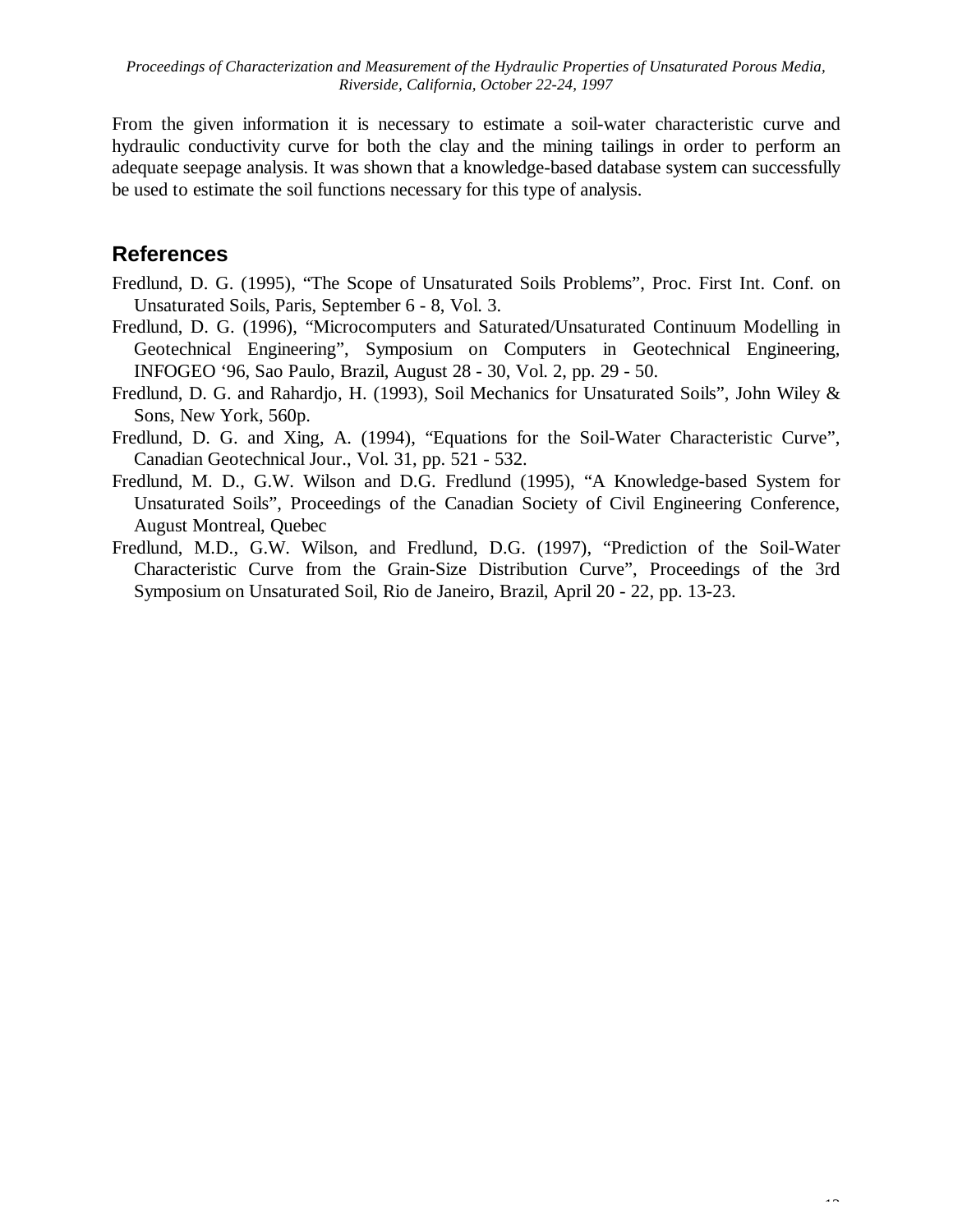From the given information it is necessary to estimate a soil-water characteristic curve and hydraulic conductivity curve for both the clay and the mining tailings in order to perform an adequate seepage analysis. It was shown that a knowledge-based database system can successfully be used to estimate the soil functions necessary for this type of analysis.

## References

Fredlund, D. G. (1995), "The Scope of Unsaturated Soils Problems", Proc. First Int. Conf. on Unsaturated Soils, Paris, September 6 - 8, Vol. 3.

Fredlund, D. G. (1996), "Microcomputers and Saturated/Unsaturated Continuum Modelling in Geotechnical Engineering", Symposium on Computers in Geotechnical Engineering, INFOGEO '96, Sao Paulo, Brazil, August 28 - 30, Vol. 2, pp. 29 - 50.

Fredlund, D. G. and Rahardjo, H. (1993), Soil Mechanics for Unsaturated Soils", John Wiley & Sons, New York, 560p.

Fredlund, D. G. and Xing, A. (1994), "Equations for the Soil-Water Characteristic Curve", Canadian Geotechnical Jour., Vol. 31, pp. 521 - 532.

Fredlund, M. D., G.W. Wilson and D.G. Fredlund (1995), "A Knowledge-based System for Unsaturated Soils", Proceedings of the Canadian Society of Civil Engineering Conference, August Montreal, Quebec

Fredlund, M.D., G.W. Wilson, and Fredlund, D.G. (1997), "Prediction of the Soil-Water Characteristic Curve from the Grain-Size Distribution Curve", Proceedings of the 3rd Symposium on Unsaturated Soil, Rio de Janeiro, Brazil, April 20 - 22, pp. 13-23.